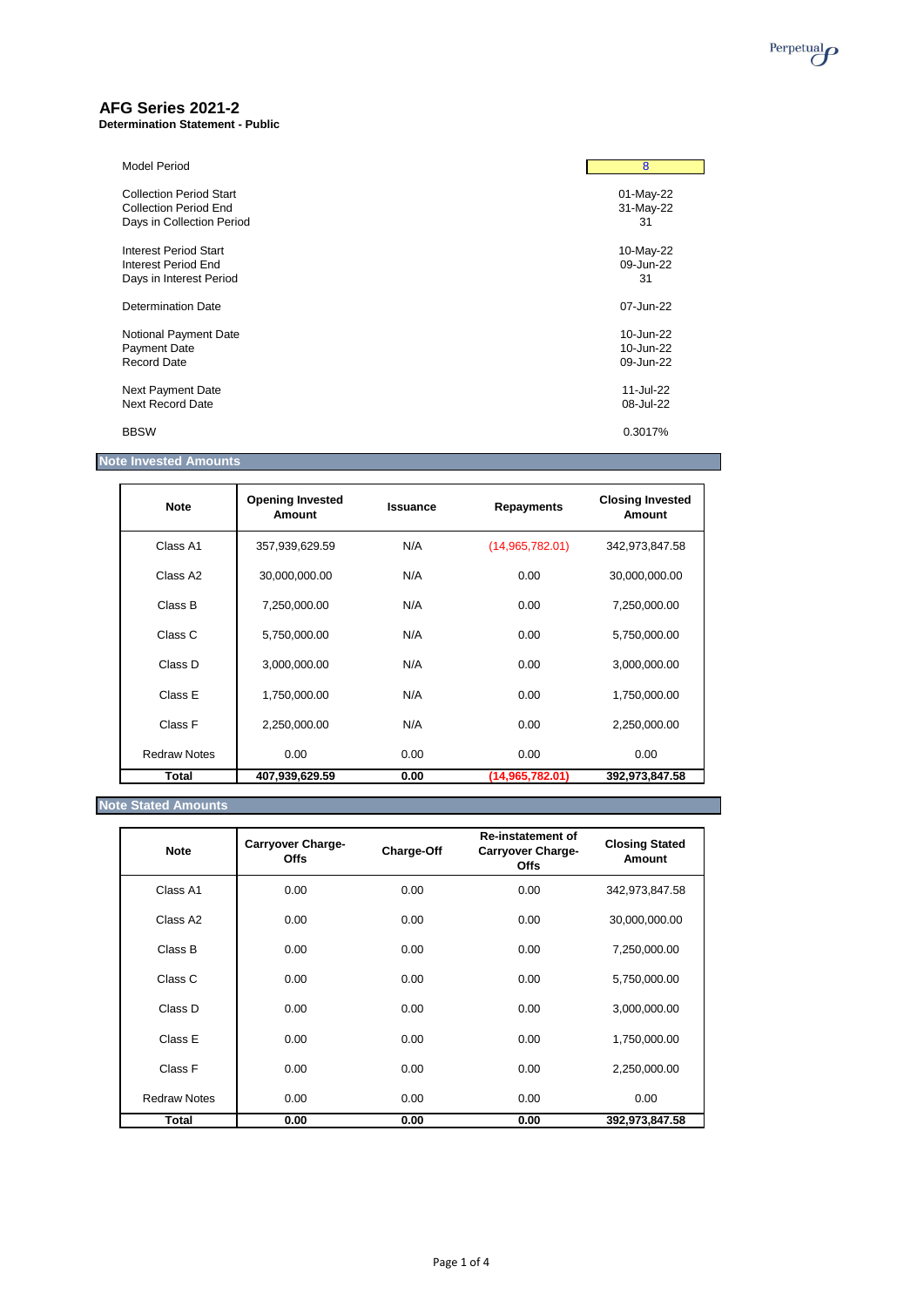# AFG Series 2021-2

**Determination Statement - Public**

| | |
|---|---|
| Model Period | 8 |
| Collection Period Start | 01-May-22 |
| Collection Period End | 31-May-22 |
| Days in Collection Period | 31 |
| Interest Period Start | 10-May-22 |
| Interest Period End | 09-Jun-22 |
| Days in Interest Period | 31 |
| Determination Date | 07-Jun-22 |
| Notional Payment Date | 10-Jun-22 |
| Payment Date | 10-Jun-22 |
| Record Date | 09-Jun-22 |
| Next Payment Date | 11-Jul-22 |
| Next Record Date | 08-Jul-22 |
| BBSW | 0.3017% |

## Note Invested Amounts

| Note | Opening Invested Amount | Issuance | Repayments | Closing Invested Amount |
|---|---|---|---|---|
| Class A1 | 357,939,629.59 | N/A | (14,965,782.01) | 342,973,847.58 |
| Class A2 | 30,000,000.00 | N/A | 0.00 | 30,000,000.00 |
| Class B | 7,250,000.00 | N/A | 0.00 | 7,250,000.00 |
| Class C | 5,750,000.00 | N/A | 0.00 | 5,750,000.00 |
| Class D | 3,000,000.00 | N/A | 0.00 | 3,000,000.00 |
| Class E | 1,750,000.00 | N/A | 0.00 | 1,750,000.00 |
| Class F | 2,250,000.00 | N/A | 0.00 | 2,250,000.00 |
| Redraw Notes | 0.00 | 0.00 | 0.00 | 0.00 |
| **Total** | **407,939,629.59** | **0.00** | **(14,965,782.01)** | **392,973,847.58** |

## Note Stated Amounts

| Note | Carryover Charge-Offs | Charge-Off | Re-instatement of Carryover Charge-Offs | Closing Stated Amount |
|---|---|---|---|---|
| Class A1 | 0.00 | 0.00 | 0.00 | 342,973,847.58 |
| Class A2 | 0.00 | 0.00 | 0.00 | 30,000,000.00 |
| Class B | 0.00 | 0.00 | 0.00 | 7,250,000.00 |
| Class C | 0.00 | 0.00 | 0.00 | 5,750,000.00 |
| Class D | 0.00 | 0.00 | 0.00 | 3,000,000.00 |
| Class E | 0.00 | 0.00 | 0.00 | 1,750,000.00 |
| Class F | 0.00 | 0.00 | 0.00 | 2,250,000.00 |
| Redraw Notes | 0.00 | 0.00 | 0.00 | 0.00 |
| **Total** | **0.00** | **0.00** | **0.00** | **392,973,847.58** |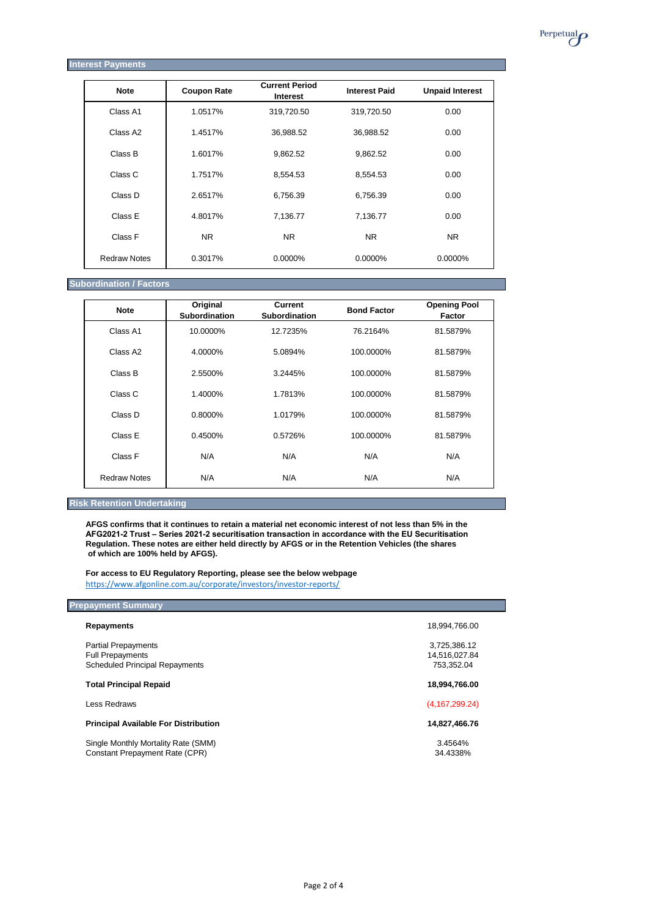## Interest Payments

| Note | Coupon Rate | Current Period Interest | Interest Paid | Unpaid Interest |
|---|---|---|---|---|
| Class A1 | 1.0517% | 319,720.50 | 319,720.50 | 0.00 |
| Class A2 | 1.4517% | 36,988.52 | 36,988.52 | 0.00 |
| Class B | 1.6017% | 9,862.52 | 9,862.52 | 0.00 |
| Class C | 1.7517% | 8,554.53 | 8,554.53 | 0.00 |
| Class D | 2.6517% | 6,756.39 | 6,756.39 | 0.00 |
| Class E | 4.8017% | 7,136.77 | 7,136.77 | 0.00 |
| Class F | NR | NR | NR | NR |
| Redraw Notes | 0.3017% | 0.0000% | 0.0000% | 0.0000% |

## Subordination / Factors

| Note | Original Subordination | Current Subordination | Bond Factor | Opening Pool Factor |
|---|---|---|---|---|
| Class A1 | 10.0000% | 12.7235% | 76.2164% | 81.5879% |
| Class A2 | 4.0000% | 5.0894% | 100.0000% | 81.5879% |
| Class B | 2.5500% | 3.2445% | 100.0000% | 81.5879% |
| Class C | 1.4000% | 1.7813% | 100.0000% | 81.5879% |
| Class D | 0.8000% | 1.0179% | 100.0000% | 81.5879% |
| Class E | 0.4500% | 0.5726% | 100.0000% | 81.5879% |
| Class F | N/A | N/A | N/A | N/A |
| Redraw Notes | N/A | N/A | N/A | N/A |

## Risk Retention Undertaking

**AFGS confirms that it continues to retain a material net economic interest of not less than 5% in the AFG2021-2 Trust – Series 2021-2 securitisation transaction in accordance with the EU Securitisation Regulation. These notes are either held directly by AFGS or in the Retention Vehicles (the shares of which are 100% held by AFGS).**

**For access to EU Regulatory Reporting, please see the below webpage**
https://www.afgonline.com.au/corporate/investors/investor-reports/

## Prepayment Summary

| | |
|---|---|
| **Repayments** | 18,994,766.00 |
| Partial Prepayments | 3,725,386.12 |
| Full Prepayments | 14,516,027.84 |
| Scheduled Principal Repayments | 753,352.04 |
| **Total Principal Repaid** | **18,994,766.00** |
| Less Redraws | (4,167,299.24) |
| **Principal Available For Distribution** | **14,827,466.76** |
| Single Monthly Mortality Rate (SMM) | 3.4564% |
| Constant Prepayment Rate (CPR) | 34.4338% |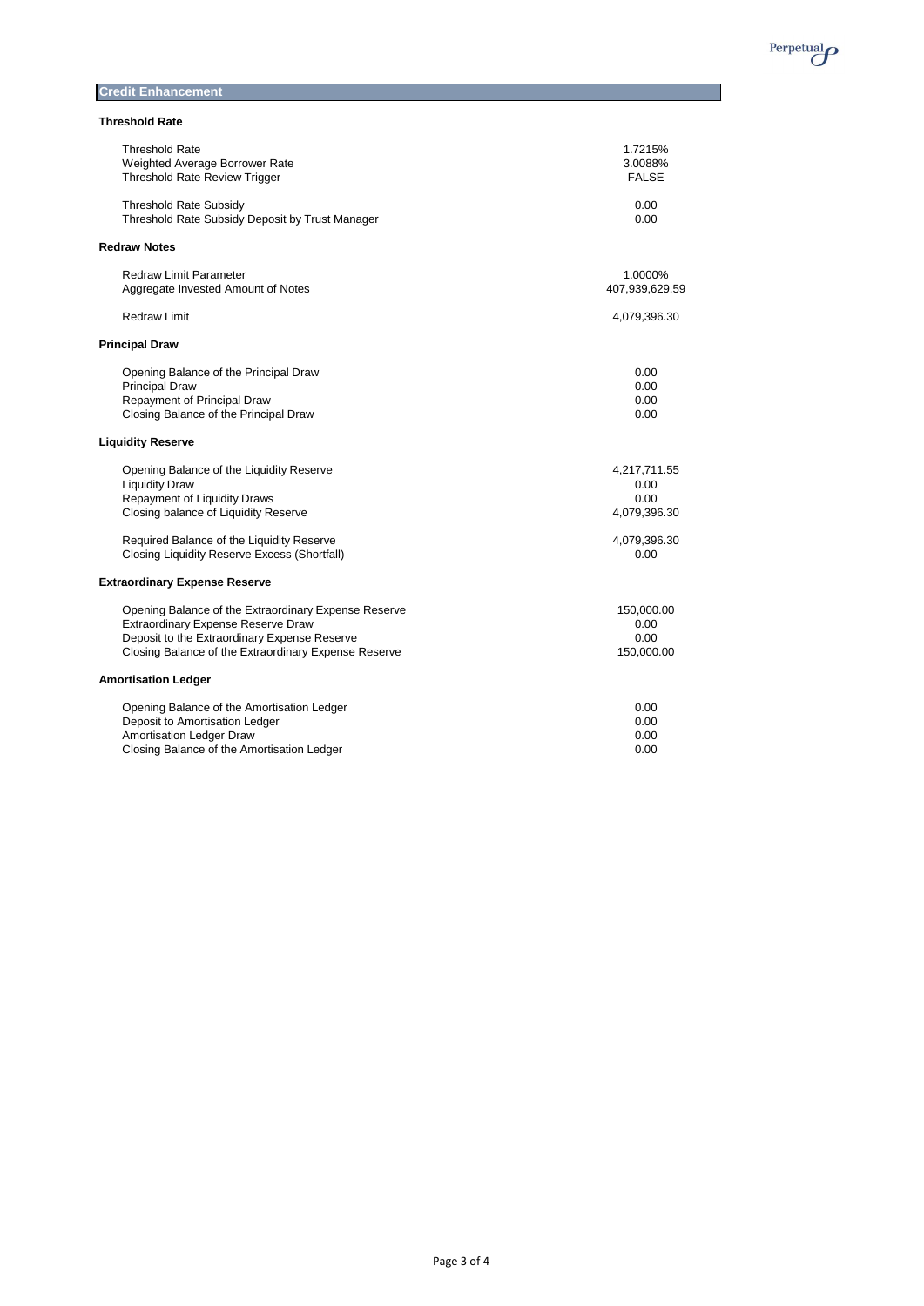## Credit Enhancement

### Threshold Rate

| | |
|---|---|
| Threshold Rate | 1.7215% |
| Weighted Average Borrower Rate | 3.0088% |
| Threshold Rate Review Trigger | FALSE |
| | |
| Threshold Rate Subsidy | 0.00 |
| Threshold Rate Subsidy Deposit by Trust Manager | 0.00 |

### Redraw Notes

| | |
|---|---|
| Redraw Limit Parameter | 1.0000% |
| Aggregate Invested Amount of Notes | 407,939,629.59 |
| | |
| Redraw Limit | 4,079,396.30 |

### Principal Draw

| | |
|---|---|
| Opening Balance of the Principal Draw | 0.00 |
| Principal Draw | 0.00 |
| Repayment of Principal Draw | 0.00 |
| Closing Balance of the Principal Draw | 0.00 |

### Liquidity Reserve

| | |
|---|---|
| Opening Balance of the Liquidity Reserve | 4,217,711.55 |
| Liquidity Draw | 0.00 |
| Repayment of Liquidity Draws | 0.00 |
| Closing balance of Liquidity Reserve | 4,079,396.30 |
| | |
| Required Balance of the Liquidity Reserve | 4,079,396.30 |
| Closing Liquidity Reserve Excess (Shortfall) | 0.00 |

### Extraordinary Expense Reserve

| | |
|---|---|
| Opening Balance of the Extraordinary Expense Reserve | 150,000.00 |
| Extraordinary Expense Reserve Draw | 0.00 |
| Deposit to the Extraordinary Expense Reserve | 0.00 |
| Closing Balance of the Extraordinary Expense Reserve | 150,000.00 |

### Amortisation Ledger

| | |
|---|---|
| Opening Balance of the Amortisation Ledger | 0.00 |
| Deposit to Amortisation Ledger | 0.00 |
| Amortisation Ledger Draw | 0.00 |
| Closing Balance of the Amortisation Ledger | 0.00 |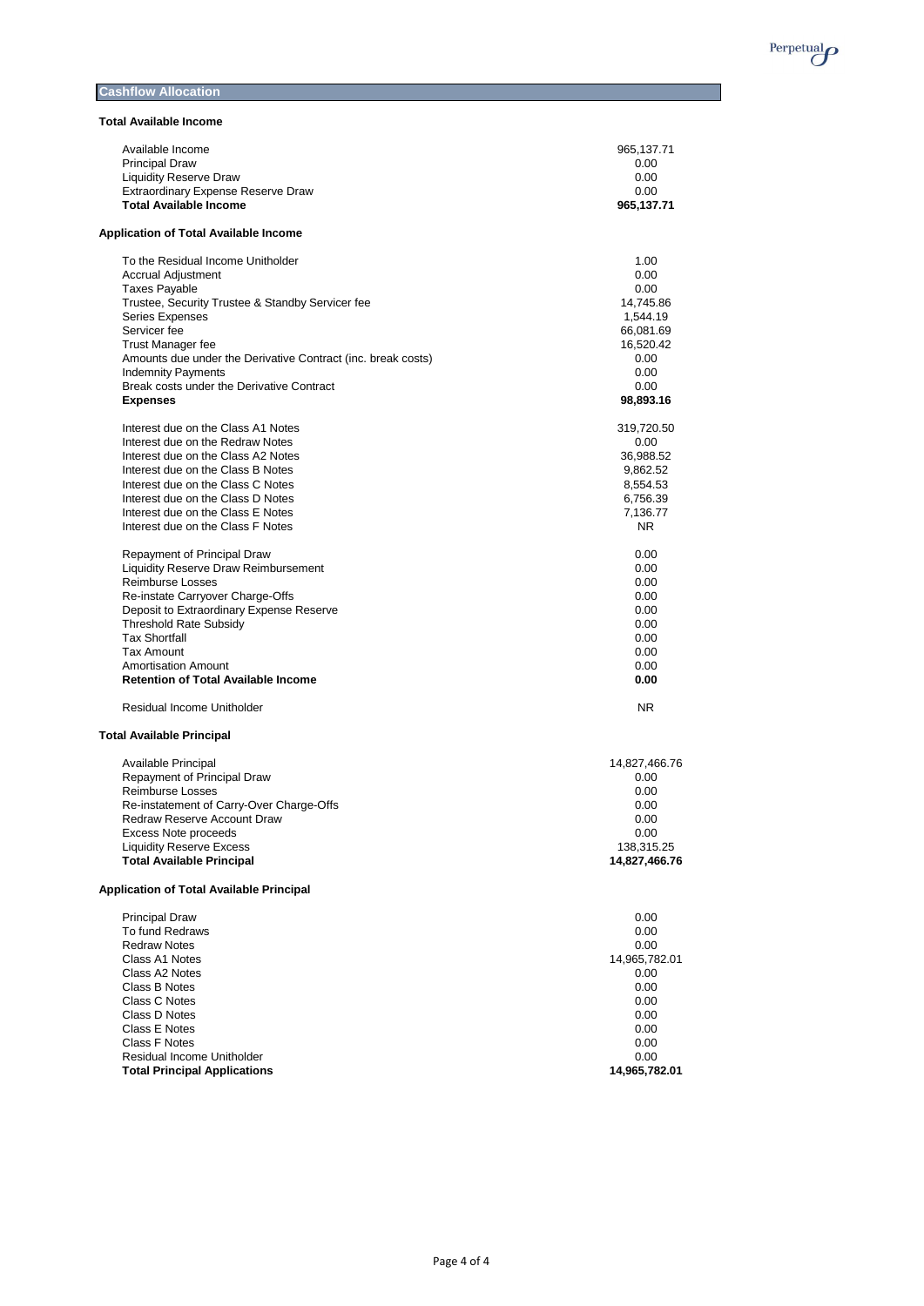## Cashflow Allocation

### Total Available Income

| | |
|---|---|
| Available Income | 965,137.71 |
| Principal Draw | 0.00 |
| Liquidity Reserve Draw | 0.00 |
| Extraordinary Expense Reserve Draw | 0.00 |
| **Total Available Income** | **965,137.71** |

### Application of Total Available Income

| | |
|---|---|
| To the Residual Income Unitholder | 1.00 |
| Accrual Adjustment | 0.00 |
| Taxes Payable | 0.00 |
| Trustee, Security Trustee & Standby Servicer fee | 14,745.86 |
| Series Expenses | 1,544.19 |
| Servicer fee | 66,081.69 |
| Trust Manager fee | 16,520.42 |
| Amounts due under the Derivative Contract (inc. break costs) | 0.00 |
| Indemnity Payments | 0.00 |
| Break costs under the Derivative Contract | 0.00 |
| **Expenses** | **98,893.16** |
| | |
| Interest due on the Class A1 Notes | 319,720.50 |
| Interest due on the Redraw Notes | 0.00 |
| Interest due on the Class A2 Notes | 36,988.52 |
| Interest due on the Class B Notes | 9,862.52 |
| Interest due on the Class C Notes | 8,554.53 |
| Interest due on the Class D Notes | 6,756.39 |
| Interest due on the Class E Notes | 7,136.77 |
| Interest due on the Class F Notes | NR |
| | |
| Repayment of Principal Draw | 0.00 |
| Liquidity Reserve Draw Reimbursement | 0.00 |
| Reimburse Losses | 0.00 |
| Re-instate Carryover Charge-Offs | 0.00 |
| Deposit to Extraordinary Expense Reserve | 0.00 |
| Threshold Rate Subsidy | 0.00 |
| Tax Shortfall | 0.00 |
| Tax Amount | 0.00 |
| Amortisation Amount | 0.00 |
| **Retention of Total Available Income** | **0.00** |
| | |
| Residual Income Unitholder | NR |

### Total Available Principal

| | |
|---|---|
| Available Principal | 14,827,466.76 |
| Repayment of Principal Draw | 0.00 |
| Reimburse Losses | 0.00 |
| Re-instatement of Carry-Over Charge-Offs | 0.00 |
| Redraw Reserve Account Draw | 0.00 |
| Excess Note proceeds | 0.00 |
| Liquidity Reserve Excess | 138,315.25 |
| **Total Available Principal** | **14,827,466.76** |

### Application of Total Available Principal

| | |
|---|---|
| Principal Draw | 0.00 |
| To fund Redraws | 0.00 |
| Redraw Notes | 0.00 |
| Class A1 Notes | 14,965,782.01 |
| Class A2 Notes | 0.00 |
| Class B Notes | 0.00 |
| Class C Notes | 0.00 |
| Class D Notes | 0.00 |
| Class E Notes | 0.00 |
| Class F Notes | 0.00 |
| Residual Income Unitholder | 0.00 |
| **Total Principal Applications** | **14,965,782.01** |